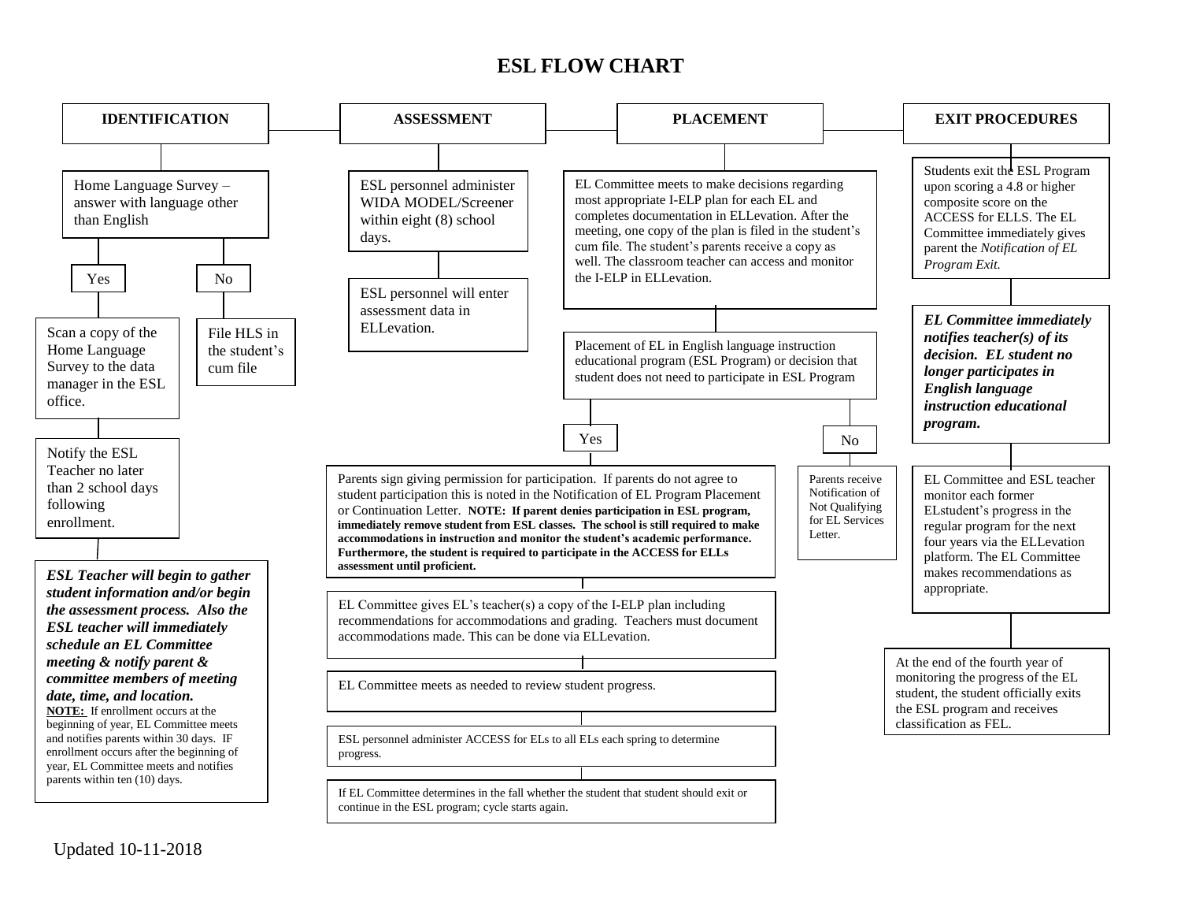# ESL FLOW CHART

## IDENTIFICATION

Home Language Survey – answer with language other than English

**Yes:**

Scan a copy of the Home Language Survey to the data manager in the ESL office.

Notify the ESL Teacher no later than 2 school days following enrollment.

***ESL Teacher will begin to gather student information and/or begin the assessment process. Also the ESL teacher will immediately schedule an EL Committee meeting & notify parent & committee members of meeting date, time, and location.***

**NOTE:** If enrollment occurs at the beginning of year, EL Committee meets and notifies parents within 30 days. IF enrollment occurs after the beginning of year, EL Committee meets and notifies parents within ten (10) days.

**No:**

File HLS in the student's cum file

## ASSESSMENT

ESL personnel administer WIDA MODEL/Screener within eight (8) school days.

ESL personnel will enter assessment data in ELLevation.

## PLACEMENT

EL Committee meets to make decisions regarding most appropriate I-ELP plan for each EL and completes documentation in ELLevation. After the meeting, one copy of the plan is filed in the student's cum file. The student's parents receive a copy as well. The classroom teacher can access and monitor the I-ELP in ELLevation.

Placement of EL in English language instruction educational program (ESL Program) or decision that student does not need to participate in ESL Program

**Yes:**

Parents sign giving permission for participation. If parents do not agree to student participation this is noted in the Notification of EL Program Placement or Continuation Letter. **NOTE: If parent denies participation in ESL program, immediately remove student from ESL classes. The school is still required to make accommodations in instruction and monitor the student's academic performance. Furthermore, the student is required to participate in the ACCESS for ELLs assessment until proficient.**

EL Committee gives EL's teacher(s) a copy of the I-ELP plan including recommendations for accommodations and grading. Teachers must document accommodations made. This can be done via ELLevation.

EL Committee meets as needed to review student progress.

ESL personnel administer ACCESS for ELs to all ELs each spring to determine progress.

If EL Committee determines in the fall whether the student that student should exit or continue in the ESL program; cycle starts again.

**No:**

Parents receive Notification of Not Qualifying for EL Services Letter.

## EXIT PROCEDURES

Students exit the ESL Program upon scoring a 4.8 or higher composite score on the ACCESS for ELLS. The EL Committee immediately gives parent the *Notification of EL Program Exit.*

***EL Committee immediately notifies teacher(s) of its decision. EL student no longer participates in English language instruction educational program.***

EL Committee and ESL teacher monitor each former ELstudent's progress in the regular program for the next four years via the ELLevation platform. The EL Committee makes recommendations as appropriate.

At the end of the fourth year of monitoring the progress of the EL student, the student officially exits the ESL program and receives classification as FEL.

Updated 10-11-2018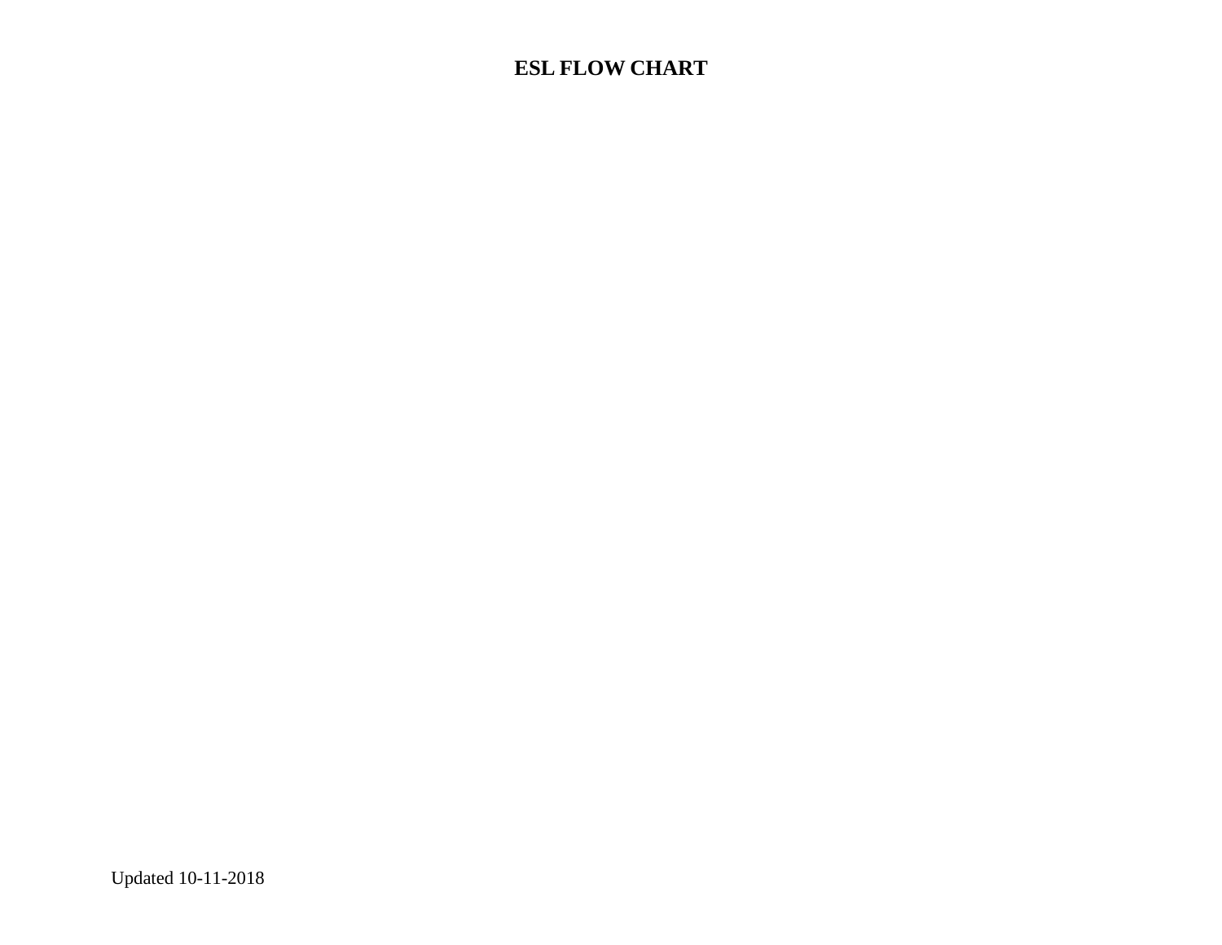# ESL FLOW CHART

Updated 10-11-2018